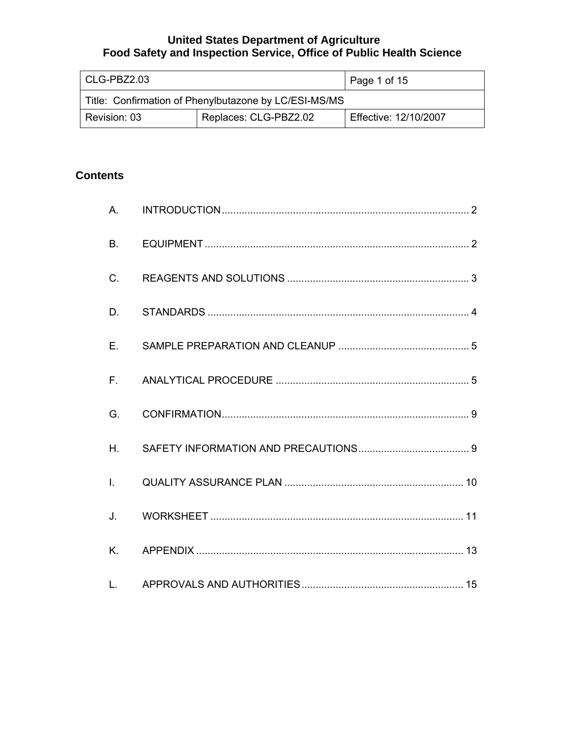**United States Department of Agriculture**
**Food Safety and Inspection Service, Office of Public Health Science**

| | | |
|---|---|---|
| CLG-PBZ2.03 | | Page 1 of 15 |
| Title: Confirmation of Phenylbutazone by LC/ESI-MS/MS | | |
| Revision: 03 | Replaces: CLG-PBZ2.02 | Effective: 12/10/2007 |

## Contents

A. INTRODUCTION ........ 2

B. EQUIPMENT ........ 2

C. REAGENTS AND SOLUTIONS ........ 3

D. STANDARDS ........ 4

E. SAMPLE PREPARATION AND CLEANUP ........ 5

F. ANALYTICAL PROCEDURE ........ 5

G. CONFIRMATION ........ 9

H. SAFETY INFORMATION AND PRECAUTIONS ........ 9

I. QUALITY ASSURANCE PLAN ........ 10

J. WORKSHEET ........ 11

K. APPENDIX ........ 13

L. APPROVALS AND AUTHORITIES ........ 15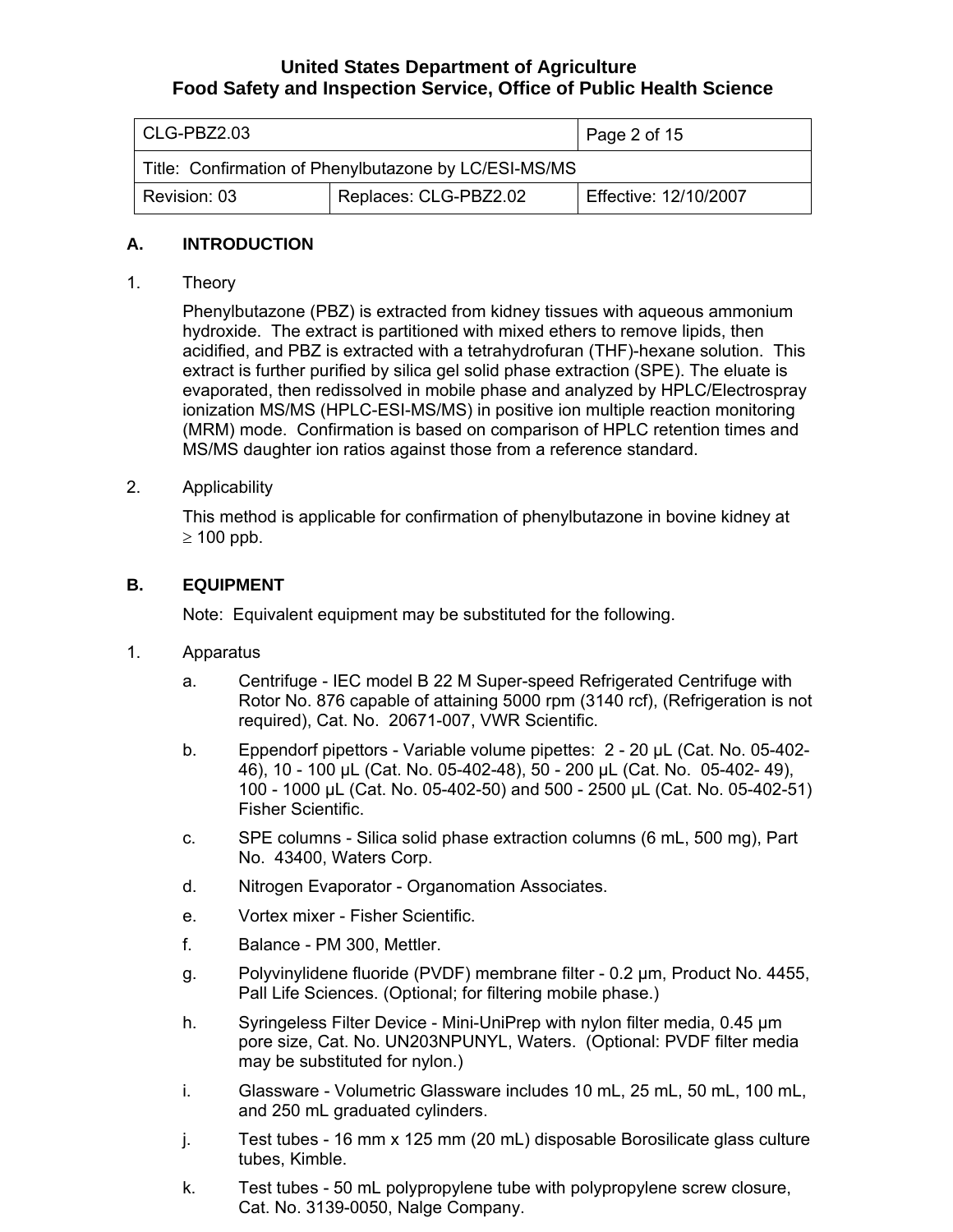## A. INTRODUCTION

1. Theory

   Phenylbutazone (PBZ) is extracted from kidney tissues with aqueous ammonium hydroxide. The extract is partitioned with mixed ethers to remove lipids, then acidified, and PBZ is extracted with a tetrahydrofuran (THF)-hexane solution. This extract is further purified by silica gel solid phase extraction (SPE). The eluate is evaporated, then redissolved in mobile phase and analyzed by HPLC/Electrospray ionization MS/MS (HPLC-ESI-MS/MS) in positive ion multiple reaction monitoring (MRM) mode. Confirmation is based on comparison of HPLC retention times and MS/MS daughter ion ratios against those from a reference standard.

2. Applicability

   This method is applicable for confirmation of phenylbutazone in bovine kidney at $\geq$ 100 ppb.

## B. EQUIPMENT

Note: Equivalent equipment may be substituted for the following.

1. Apparatus

   a. Centrifuge - IEC model B 22 M Super-speed Refrigerated Centrifuge with Rotor No. 876 capable of attaining 5000 rpm (3140 rcf), (Refrigeration is not required), Cat. No. 20671-007, VWR Scientific.

   b. Eppendorf pipettors - Variable volume pipettes: 2 - 20 µL (Cat. No. 05-402-46), 10 - 100 µL (Cat. No. 05-402-48), 50 - 200 µL (Cat. No. 05-402- 49), 100 - 1000 µL (Cat. No. 05-402-50) and 500 - 2500 µL (Cat. No. 05-402-51) Fisher Scientific.

   c. SPE columns - Silica solid phase extraction columns (6 mL, 500 mg), Part No. 43400, Waters Corp.

   d. Nitrogen Evaporator - Organomation Associates.

   e. Vortex mixer - Fisher Scientific.

   f. Balance - PM 300, Mettler.

   g. Polyvinylidene fluoride (PVDF) membrane filter - 0.2 µm, Product No. 4455, Pall Life Sciences. (Optional; for filtering mobile phase.)

   h. Syringeless Filter Device - Mini-UniPrep with nylon filter media, 0.45 µm pore size, Cat. No. UN203NPUNYL, Waters. (Optional: PVDF filter media may be substituted for nylon.)

   i. Glassware - Volumetric Glassware includes 10 mL, 25 mL, 50 mL, 100 mL, and 250 mL graduated cylinders.

   j. Test tubes - 16 mm x 125 mm (20 mL) disposable Borosilicate glass culture tubes, Kimble.

   k. Test tubes - 50 mL polypropylene tube with polypropylene screw closure, Cat. No. 3139-0050, Nalge Company.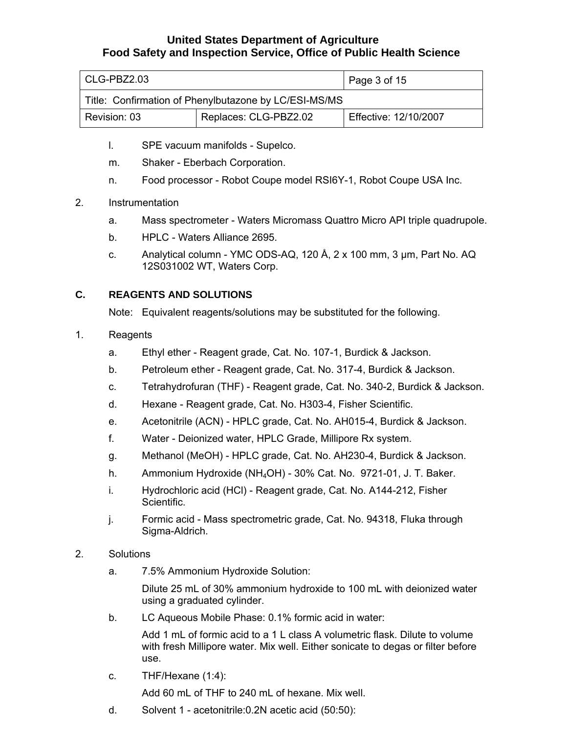l. SPE vacuum manifolds - Supelco.

m. Shaker - Eberbach Corporation.

n. Food processor - Robot Coupe model RSI6Y-1, Robot Coupe USA Inc.

2. Instrumentation

   a. Mass spectrometer - Waters Micromass Quattro Micro API triple quadrupole.

   b. HPLC - Waters Alliance 2695.

   c. Analytical column - YMC ODS-AQ, 120 Å, 2 x 100 mm, 3 μm, Part No. AQ 12S031002 WT, Waters Corp.

## C. REAGENTS AND SOLUTIONS

Note: Equivalent reagents/solutions may be substituted for the following.

1. Reagents

   a. Ethyl ether - Reagent grade, Cat. No. 107-1, Burdick & Jackson.

   b. Petroleum ether - Reagent grade, Cat. No. 317-4, Burdick & Jackson.

   c. Tetrahydrofuran (THF) - Reagent grade, Cat. No. 340-2, Burdick & Jackson.

   d. Hexane - Reagent grade, Cat. No. H303-4, Fisher Scientific.

   e. Acetonitrile (ACN) - HPLC grade, Cat. No. AH015-4, Burdick & Jackson.

   f. Water - Deionized water, HPLC Grade, Millipore Rx system.

   g. Methanol (MeOH) - HPLC grade, Cat. No. AH230-4, Burdick & Jackson.

   h. Ammonium Hydroxide ($NH_4OH$) - 30% Cat. No. 9721-01, J. T. Baker.

   i. Hydrochloric acid (HCl) - Reagent grade, Cat. No. A144-212, Fisher Scientific.

   j. Formic acid - Mass spectrometric grade, Cat. No. 94318, Fluka through Sigma-Aldrich.

2. Solutions

   a. 7.5% Ammonium Hydroxide Solution:

      Dilute 25 mL of 30% ammonium hydroxide to 100 mL with deionized water using a graduated cylinder.

   b. LC Aqueous Mobile Phase: 0.1% formic acid in water:

      Add 1 mL of formic acid to a 1 L class A volumetric flask. Dilute to volume with fresh Millipore water. Mix well. Either sonicate to degas or filter before use.

   c. THF/Hexane (1:4):

      Add 60 mL of THF to 240 mL of hexane. Mix well.

   d. Solvent 1 - acetonitrile:0.2N acetic acid (50:50):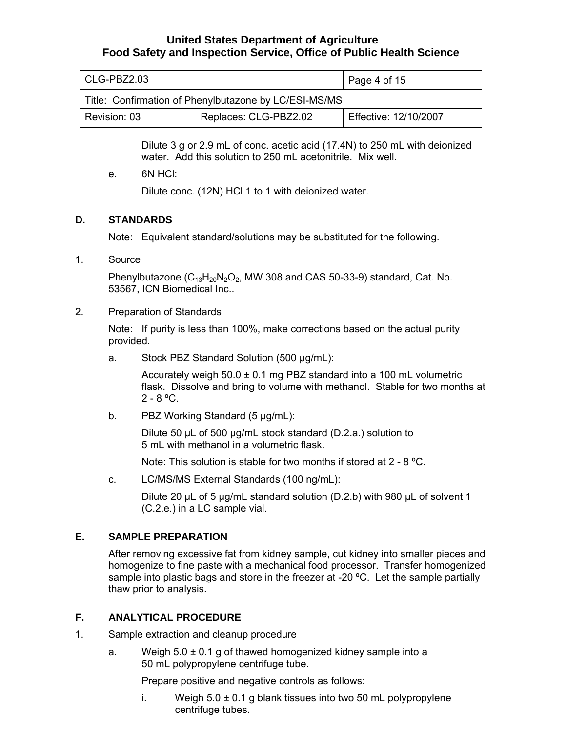Dilute 3 g or 2.9 mL of conc. acetic acid (17.4N) to 250 mL with deionized water. Add this solution to 250 mL acetonitrile. Mix well.

e. 6N HCl:

Dilute conc. (12N) HCl 1 to 1 with deionized water.

## D. STANDARDS

Note: Equivalent standard/solutions may be substituted for the following.

1. Source

Phenylbutazone ($C_{13}H_{20}N_2O_2$, MW 308 and CAS 50-33-9) standard, Cat. No. 53567, ICN Biomedical Inc..

2. Preparation of Standards

Note: If purity is less than 100%, make corrections based on the actual purity provided.

a. Stock PBZ Standard Solution (500 µg/mL):

Accurately weigh 50.0 ± 0.1 mg PBZ standard into a 100 mL volumetric flask. Dissolve and bring to volume with methanol. Stable for two months at 2 - 8 ºC.

b. PBZ Working Standard (5 µg/mL):

Dilute 50 µL of 500 µg/mL stock standard (D.2.a.) solution to 5 mL with methanol in a volumetric flask.

Note: This solution is stable for two months if stored at 2 - 8 ºC.

c. LC/MS/MS External Standards (100 ng/mL):

Dilute 20 µL of 5 µg/mL standard solution (D.2.b) with 980 µL of solvent 1 (C.2.e.) in a LC sample vial.

## E. SAMPLE PREPARATION

After removing excessive fat from kidney sample, cut kidney into smaller pieces and homogenize to fine paste with a mechanical food processor. Transfer homogenized sample into plastic bags and store in the freezer at -20 ºC. Let the sample partially thaw prior to analysis.

## F. ANALYTICAL PROCEDURE

1. Sample extraction and cleanup procedure

a. Weigh 5.0 ± 0.1 g of thawed homogenized kidney sample into a 50 mL polypropylene centrifuge tube.

Prepare positive and negative controls as follows:

i. Weigh 5.0 ± 0.1 g blank tissues into two 50 mL polypropylene centrifuge tubes.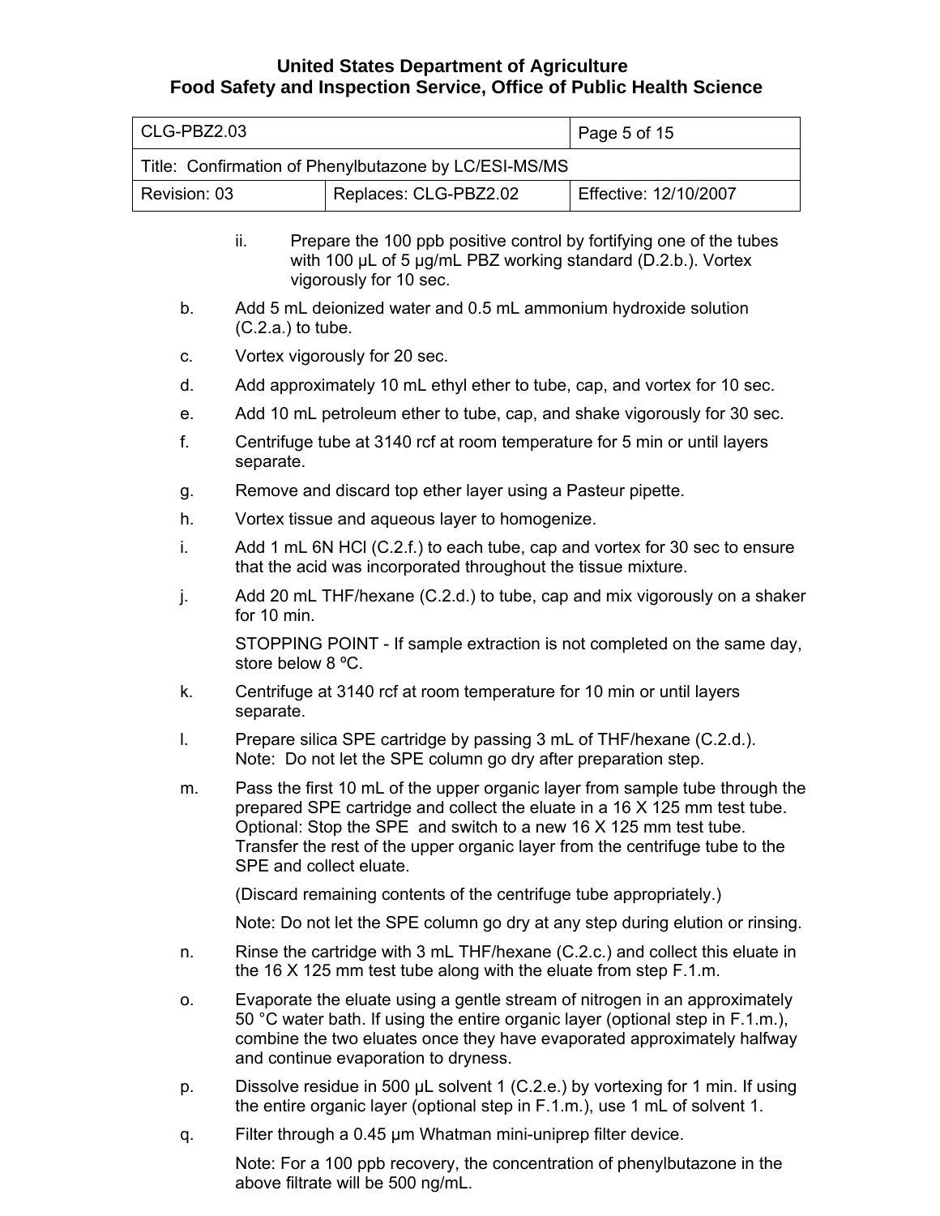ii. Prepare the 100 ppb positive control by fortifying one of the tubes with 100 µL of 5 µg/mL PBZ working standard (D.2.b.). Vortex vigorously for 10 sec.

b. Add 5 mL deionized water and 0.5 mL ammonium hydroxide solution (C.2.a.) to tube.

c. Vortex vigorously for 20 sec.

d. Add approximately 10 mL ethyl ether to tube, cap, and vortex for 10 sec.

e. Add 10 mL petroleum ether to tube, cap, and shake vigorously for 30 sec.

f. Centrifuge tube at 3140 rcf at room temperature for 5 min or until layers separate.

g. Remove and discard top ether layer using a Pasteur pipette.

h. Vortex tissue and aqueous layer to homogenize.

i. Add 1 mL 6N HCl (C.2.f.) to each tube, cap and vortex for 30 sec to ensure that the acid was incorporated throughout the tissue mixture.

j. Add 20 mL THF/hexane (C.2.d.) to tube, cap and mix vigorously on a shaker for 10 min.

   STOPPING POINT - If sample extraction is not completed on the same day, store below 8 ºC.

k. Centrifuge at 3140 rcf at room temperature for 10 min or until layers separate.

l. Prepare silica SPE cartridge by passing 3 mL of THF/hexane (C.2.d.). Note: Do not let the SPE column go dry after preparation step.

m. Pass the first 10 mL of the upper organic layer from sample tube through the prepared SPE cartridge and collect the eluate in a 16 X 125 mm test tube. Optional: Stop the SPE and switch to a new 16 X 125 mm test tube. Transfer the rest of the upper organic layer from the centrifuge tube to the SPE and collect eluate.

   (Discard remaining contents of the centrifuge tube appropriately.)

   Note: Do not let the SPE column go dry at any step during elution or rinsing.

n. Rinse the cartridge with 3 mL THF/hexane (C.2.c.) and collect this eluate in the 16 X 125 mm test tube along with the eluate from step F.1.m.

o. Evaporate the eluate using a gentle stream of nitrogen in an approximately 50 °C water bath. If using the entire organic layer (optional step in F.1.m.), combine the two eluates once they have evaporated approximately halfway and continue evaporation to dryness.

p. Dissolve residue in 500 µL solvent 1 (C.2.e.) by vortexing for 1 min. If using the entire organic layer (optional step in F.1.m.), use 1 mL of solvent 1.

q. Filter through a 0.45 µm Whatman mini-uniprep filter device.

   Note: For a 100 ppb recovery, the concentration of phenylbutazone in the above filtrate will be 500 ng/mL.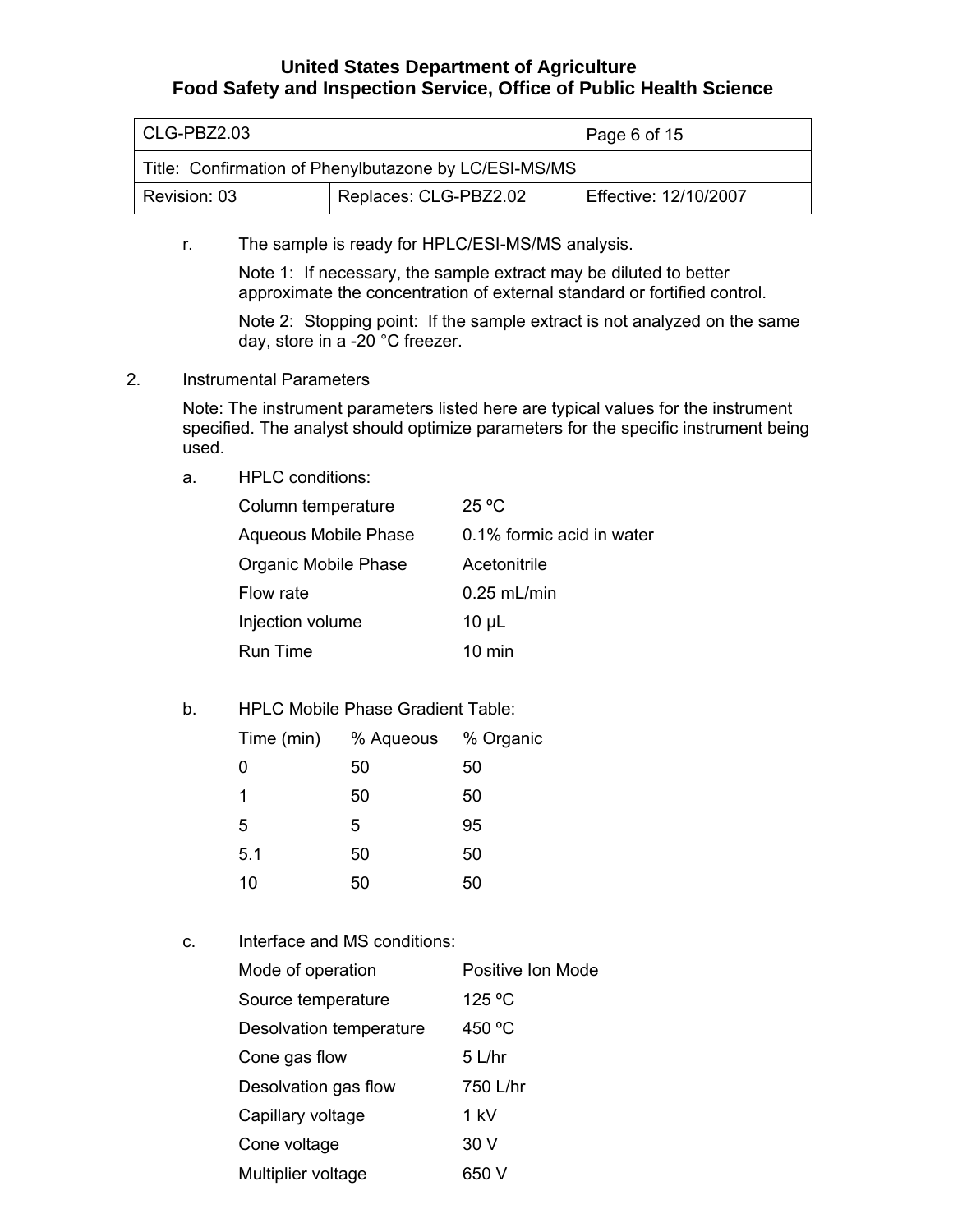r. The sample is ready for HPLC/ESI-MS/MS analysis.

Note 1: If necessary, the sample extract may be diluted to better approximate the concentration of external standard or fortified control.

Note 2: Stopping point: If the sample extract is not analyzed on the same day, store in a -20 °C freezer.

2. Instrumental Parameters

Note: The instrument parameters listed here are typical values for the instrument specified. The analyst should optimize parameters for the specific instrument being used.

a. HPLC conditions:

| | |
|---|---|
| Column temperature | 25 ºC |
| Aqueous Mobile Phase | 0.1% formic acid in water |
| Organic Mobile Phase | Acetonitrile |
| Flow rate | 0.25 mL/min |
| Injection volume | 10 µL |
| Run Time | 10 min |

b. HPLC Mobile Phase Gradient Table:

| Time (min) | % Aqueous | % Organic |
|---|---|---|
| 0 | 50 | 50 |
| 1 | 50 | 50 |
| 5 | 5 | 95 |
| 5.1 | 50 | 50 |
| 10 | 50 | 50 |

c. Interface and MS conditions:

| | |
|---|---|
| Mode of operation | Positive Ion Mode |
| Source temperature | 125 ºC |
| Desolvation temperature | 450 ºC |
| Cone gas flow | 5 L/hr |
| Desolvation gas flow | 750 L/hr |
| Capillary voltage | 1 kV |
| Cone voltage | 30 V |
| Multiplier voltage | 650 V |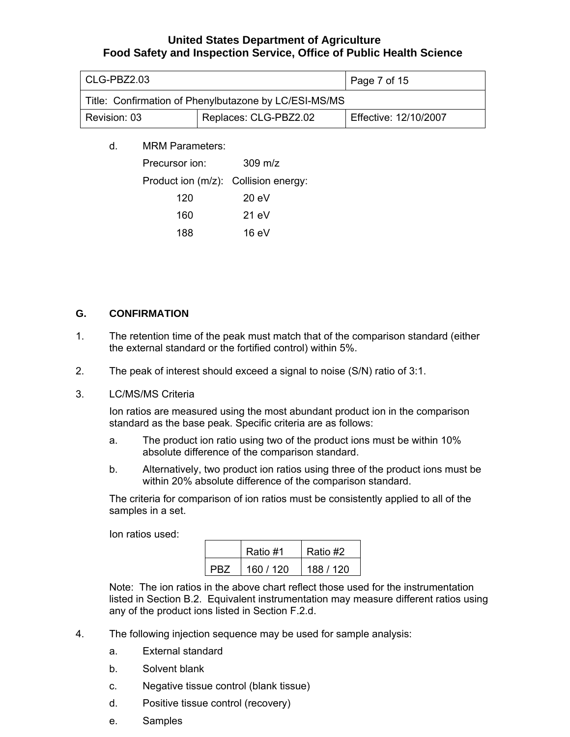d. MRM Parameters:

Precursor ion: 309 m/z

| Product ion (m/z): | Collision energy: |
|---|---|
| 120 | 20 eV |
| 160 | 21 eV |
| 188 | 16 eV |

## G. CONFIRMATION

1. The retention time of the peak must match that of the comparison standard (either the external standard or the fortified control) within 5%.

2. The peak of interest should exceed a signal to noise (S/N) ratio of 3:1.

3. LC/MS/MS Criteria

   Ion ratios are measured using the most abundant product ion in the comparison standard as the base peak. Specific criteria are as follows:

   a. The product ion ratio using two of the product ions must be within 10% absolute difference of the comparison standard.

   b. Alternatively, two product ion ratios using three of the product ions must be within 20% absolute difference of the comparison standard.

   The criteria for comparison of ion ratios must be consistently applied to all of the samples in a set.

   Ion ratios used:

   | | Ratio #1 | Ratio #2 |
   |---|---|---|
   | PBZ | 160 / 120 | 188 / 120 |

   Note: The ion ratios in the above chart reflect those used for the instrumentation listed in Section B.2. Equivalent instrumentation may measure different ratios using any of the product ions listed in Section F.2.d.

4. The following injection sequence may be used for sample analysis:

   a. External standard

   b. Solvent blank

   c. Negative tissue control (blank tissue)

   d. Positive tissue control (recovery)

   e. Samples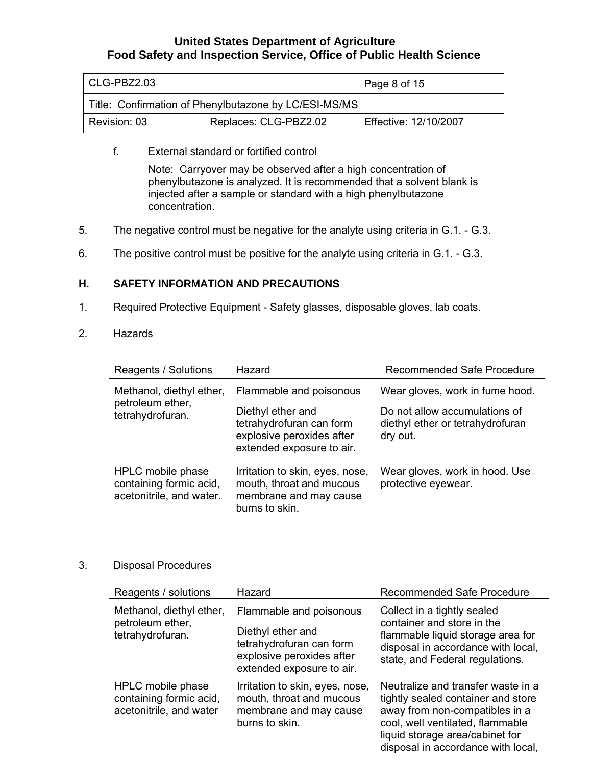f. External standard or fortified control

Note: Carryover may be observed after a high concentration of phenylbutazone is analyzed. It is recommended that a solvent blank is injected after a sample or standard with a high phenylbutazone concentration.

5. The negative control must be negative for the analyte using criteria in G.1. - G.3.

6. The positive control must be positive for the analyte using criteria in G.1. - G.3.

## H. SAFETY INFORMATION AND PRECAUTIONS

1. Required Protective Equipment - Safety glasses, disposable gloves, lab coats.

2. Hazards

| Reagents / Solutions | Hazard | Recommended Safe Procedure |
|---|---|---|
| Methanol, diethyl ether, petroleum ether, tetrahydrofuran. | Flammable and poisonous | Wear gloves, work in fume hood. |
| | Diethyl ether and tetrahydrofuran can form explosive peroxides after extended exposure to air. | Do not allow accumulations of diethyl ether or tetrahydrofuran dry out. |
| HPLC mobile phase containing formic acid, acetonitrile, and water. | Irritation to skin, eyes, nose, mouth, throat and mucous membrane and may cause burns to skin. | Wear gloves, work in hood. Use protective eyewear. |

3. Disposal Procedures

| Reagents / solutions | Hazard | Recommended Safe Procedure |
|---|---|---|
| Methanol, diethyl ether, petroleum ether, tetrahydrofuran. | Flammable and poisonous<br>Diethyl ether and tetrahydrofuran can form explosive peroxides after extended exposure to air. | Collect in a tightly sealed container and store in the flammable liquid storage area for disposal in accordance with local, state, and Federal regulations. |
| HPLC mobile phase containing formic acid, acetonitrile, and water | Irritation to skin, eyes, nose, mouth, throat and mucous membrane and may cause burns to skin. | Neutralize and transfer waste in a tightly sealed container and store away from non-compatibles in a cool, well ventilated, flammable liquid storage area/cabinet for disposal in accordance with local, |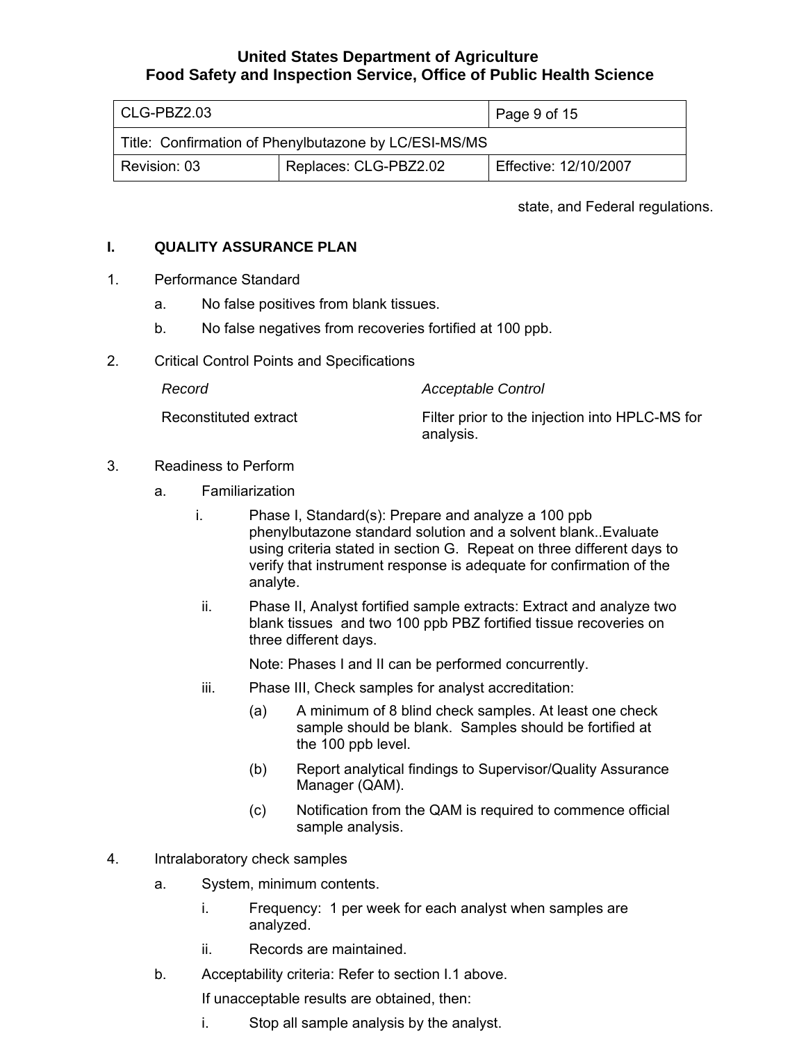state, and Federal regulations.

## I. QUALITY ASSURANCE PLAN

1. Performance Standard
   a. No false positives from blank tissues.
   b. No false negatives from recoveries fortified at 100 ppb.

2. Critical Control Points and Specifications

| *Record* | *Acceptable Control* |
|---|---|
| Reconstituted extract | Filter prior to the injection into HPLC-MS for analysis. |

3. Readiness to Perform
   a. Familiarization
      i. Phase I, Standard(s): Prepare and analyze a 100 ppb phenylbutazone standard solution and a solvent blank..Evaluate using criteria stated in section G. Repeat on three different days to verify that instrument response is adequate for confirmation of the analyte.
      ii. Phase II, Analyst fortified sample extracts: Extract and analyze two blank tissues and two 100 ppb PBZ fortified tissue recoveries on three different days.

         Note: Phases I and II can be performed concurrently.
      iii. Phase III, Check samples for analyst accreditation:
         (a) A minimum of 8 blind check samples. At least one check sample should be blank. Samples should be fortified at the 100 ppb level.
         (b) Report analytical findings to Supervisor/Quality Assurance Manager (QAM).
         (c) Notification from the QAM is required to commence official sample analysis.

4. Intralaboratory check samples
   a. System, minimum contents.
      i. Frequency: 1 per week for each analyst when samples are analyzed.
      ii. Records are maintained.
   b. Acceptability criteria: Refer to section I.1 above.

      If unacceptable results are obtained, then:
      i. Stop all sample analysis by the analyst.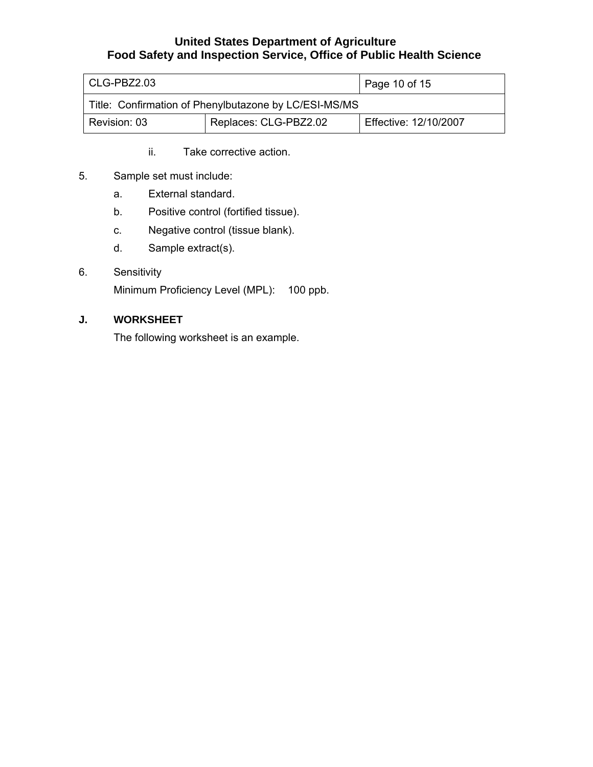ii. Take corrective action.

5. Sample set must include:

   a. External standard.

   b. Positive control (fortified tissue).

   c. Negative control (tissue blank).

   d. Sample extract(s).

6. Sensitivity

   Minimum Proficiency Level (MPL): 100 ppb.

## J. WORKSHEET

The following worksheet is an example.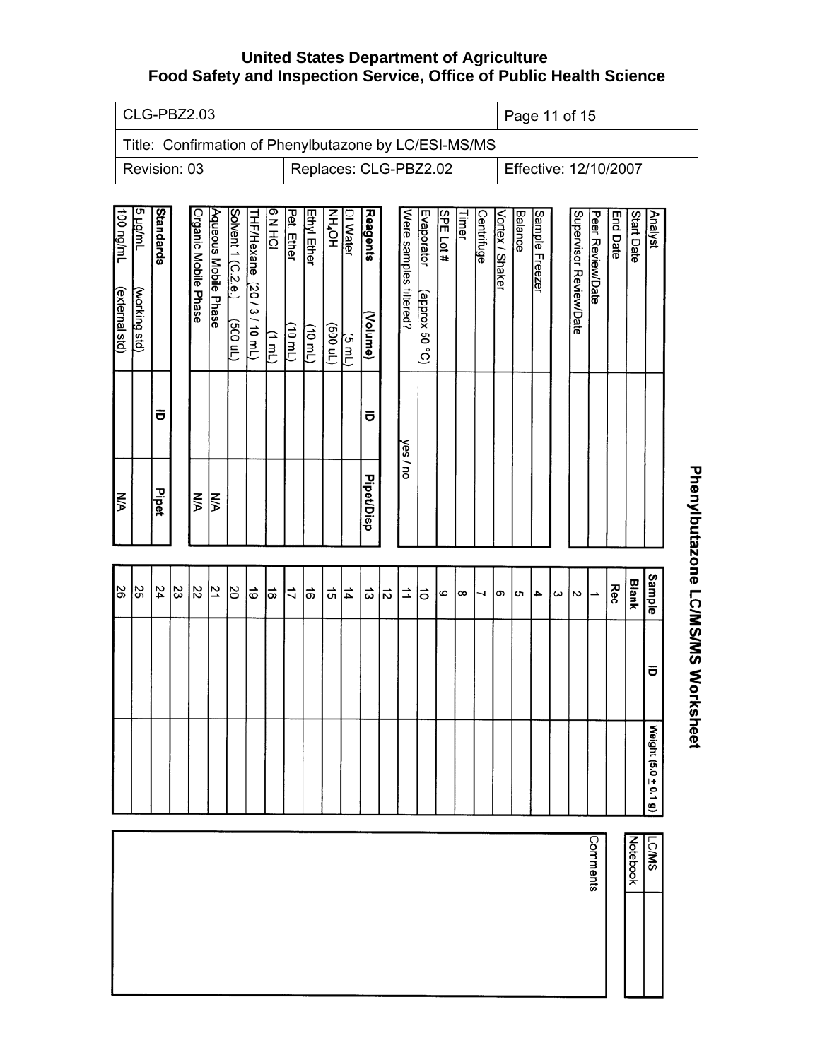United States Department of Agriculture
Food Safety and Inspection Service, Office of Public Health Science

| CLG-PBZ2.03 | | Page 11 of 15 |
|---|---|---|
| Title: Confirmation of Phenylbutazone by LC/ESI-MS/MS | | |
| Revision: 03 | Replaces: CLG-PBZ2.02 | Effective: 12/10/2007 |

# Phenylbutazone LC/MS/MS Worksheet

| | |
|---|---|
| Analyst | |
| Start Date | |
| End Date | |
| Peer Review/Date | |
| Supervisor Review/Date | |

| | |
|---|---|
| Sample Freezer | |
| Balance | |
| Vortex / Shaker | |
| Centrifuge | |
| Timer | |
| SPE Lot # | |
| Evaporator (approx 50 °C) | |
| Were samples filtered? | yes / no |

| Reagents (Volume) | ID | Pipet/Disp |
|---|---|---|
| DI Water (5 mL) | | |
| $NH_4OH$ (500 uL) | | |
| Ethyl Ether (10 mL) | | |
| Pet. Ether (10 mL) | | |
| 6 N HCl (1 mL) | | |
| THF/Hexane (20 / 3 / 10 mL) | | |
| Solvent 1 (C.2.e.) (500 uL) | | |
| Aqueous Mobile Phase | | N/A |
| Organic Mobile Phase | | N/A |

| Standards | ID | Pipet |
|---|---|---|
| 5 µg/mL (working std) | | |
| 100 ng/mL (external std) | | N/A |

| Sample | ID | Weight (5.0 ± 0.1 g) |
|---|---|---|
| Blank | | |
| Rec | | |
| 1 | | |
| 2 | | |
| 3 | | |
| 4 | | |
| 5 | | |
| 6 | | |
| 7 | | |
| 8 | | |
| 9 | | |
| 10 | | |
| 11 | | |
| 12 | | |
| 13 | | |
| 14 | | |
| 15 | | |
| 16 | | |
| 17 | | |
| 18 | | |
| 19 | | |
| 20 | | |
| 21 | | |
| 22 | | |
| 23 | | |
| 24 | | |
| 25 | | |
| 26 | | |

| | |
|---|---|
| LC/MS | |
| Notebook | |

Comments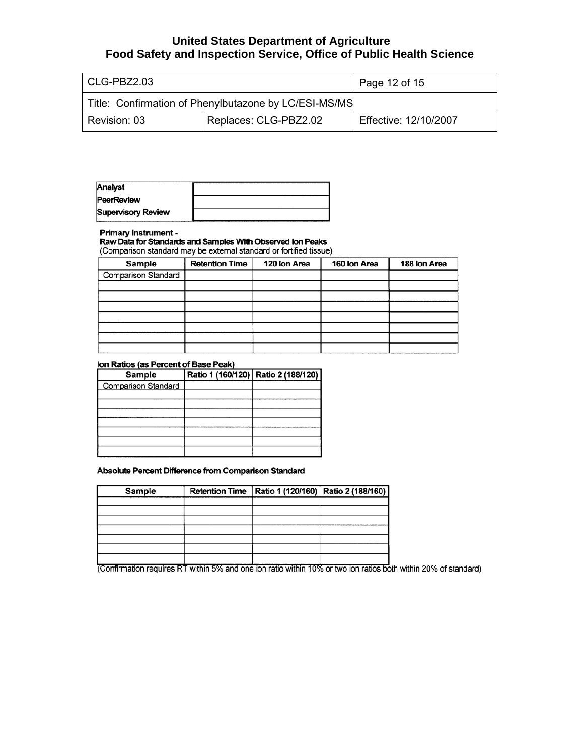| Analyst | |
|---|---|
| PeerReview | |
| Supervisory Review | |

**Primary Instrument -**
**Raw Data for Standards and Samples With Observed Ion Peaks**
(Comparison standard may be external standard or fortified tissue)

| Sample | Retention Time | 120 Ion Area | 160 Ion Area | 188 Ion Area |
|---|---|---|---|---|
| Comparison Standard | | | | |
| | | | | |
| | | | | |
| | | | | |
| | | | | |
| | | | | |
| | | | | |
| | | | | |

**Ion Ratios (as Percent of Base Peak)**

| Sample | Ratio 1 (160/120) | Ratio 2 (188/120) |
|---|---|---|
| Comparison Standard | | |
| | | |
| | | |
| | | |
| | | |
| | | |
| | | |
| | | |

**Absolute Percent Difference from Comparison Standard**

| Sample | Retention Time | Ratio 1 (120/160) | Ratio 2 (188/160) |
|---|---|---|---|
| | | | |
| | | | |
| | | | |
| | | | |
| | | | |
| | | | |
| | | | |

(Confirmation requires RT within 5% and one ion ratio within 10% or two ion ratios both within 20% of standard)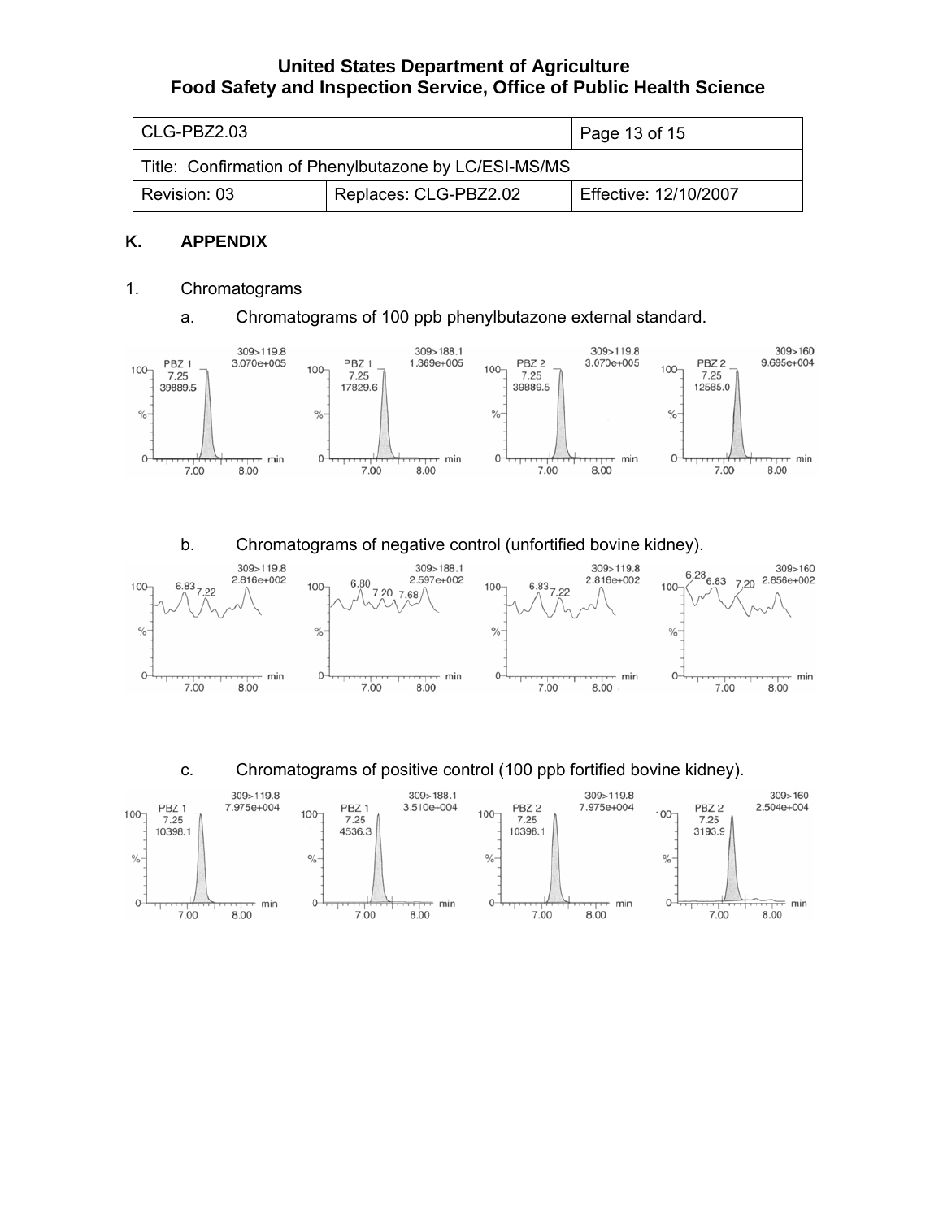## K. APPENDIX

1. Chromatograms

   a. Chromatograms of 100 ppb phenylbutazone external standard.

309>119.8
3.070e+005
PBZ 1
7.25
39889.5
100
%
0
7.00 8.00 min

309>188.1
1.369e+005
PBZ 1
7.25
17829.6
100
%
0
7.00 8.00 min

309>119.8
3.070e+005
PBZ 2
7.25
39889.5
100
%
0
7.00 8.00 min

309>160
9.695e+004
PBZ 2
7.25
12585.0
100
%
0
7.00 8.00 min

   b. Chromatograms of negative control (unfortified bovine kidney).

309>119.8
2.816e+002
6.83
7.22
100
%
0
7.00 8.00 min

309>188.1
2.597e+002
6.80
7.20
7.68
100
%
0
7.00 8.00 min

309>119.8
2.816e+002
6.83
7.22
100
%
0
7.00 8.00 min

309>160
2.856e+002
6.28
6.83
7.20
100
%
0
7.00 8.00 min

   c. Chromatograms of positive control (100 ppb fortified bovine kidney).

309>119.8
7.975e+004
PBZ 1
7.25
10398.1
100
%
0
7.00 8.00 min

309>188.1
3.510e+004
PBZ 1
7.25
4536.3
100
%
0
7.00 8.00 min

309>119.8
7.975e+004
PBZ 2
7.25
10398.1
100
%
0
7.00 8.00 min

309>160
2.504e+004
PBZ 2
7.25
3193.9
100
%
0
7.00 8.00 min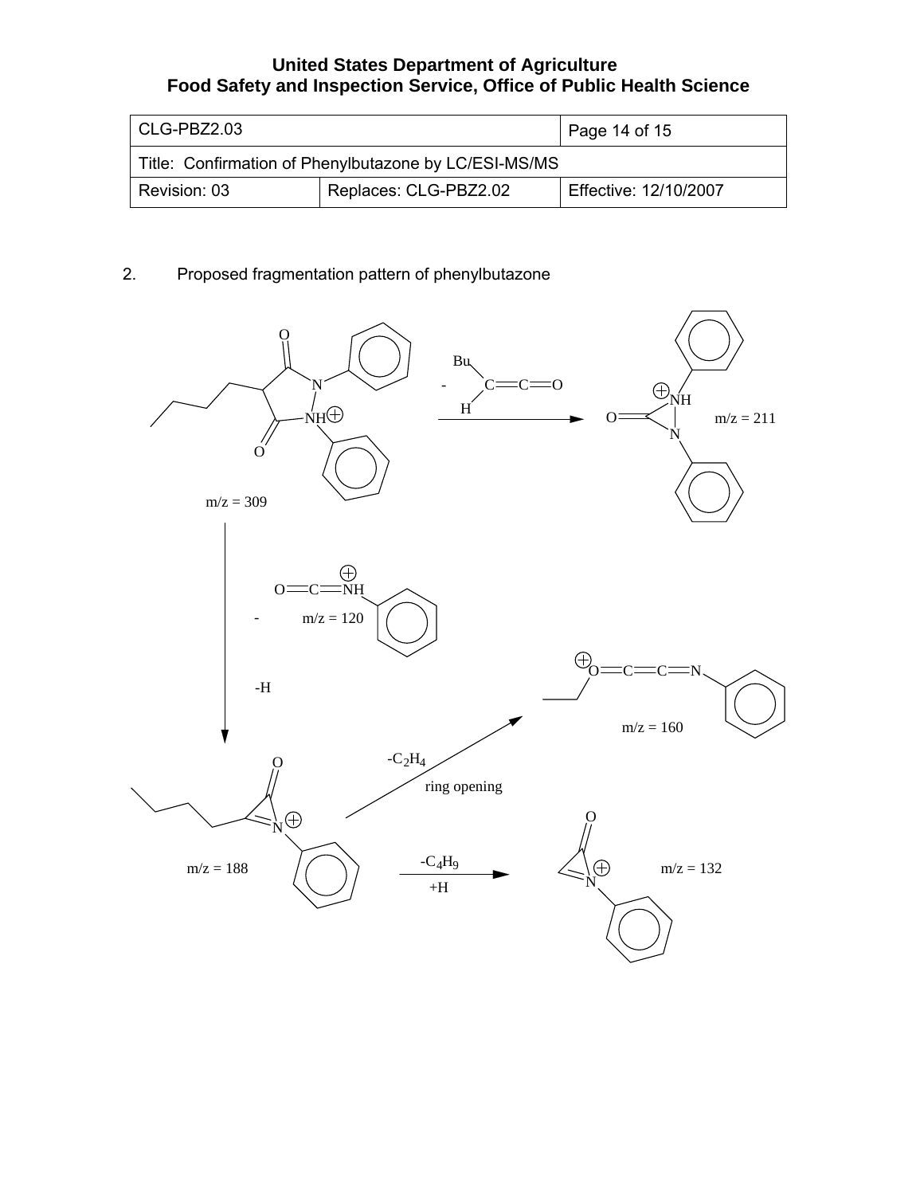2. Proposed fragmentation pattern of phenylbutazone

m/z = 309

Bu

\- C=C=O

H

m/z = 211

O=C=NH

\- m/z = 120

-H

m/z = 160

$-C_2H_4$

ring opening

m/z = 188

$-C_4H_9$

+H

m/z = 132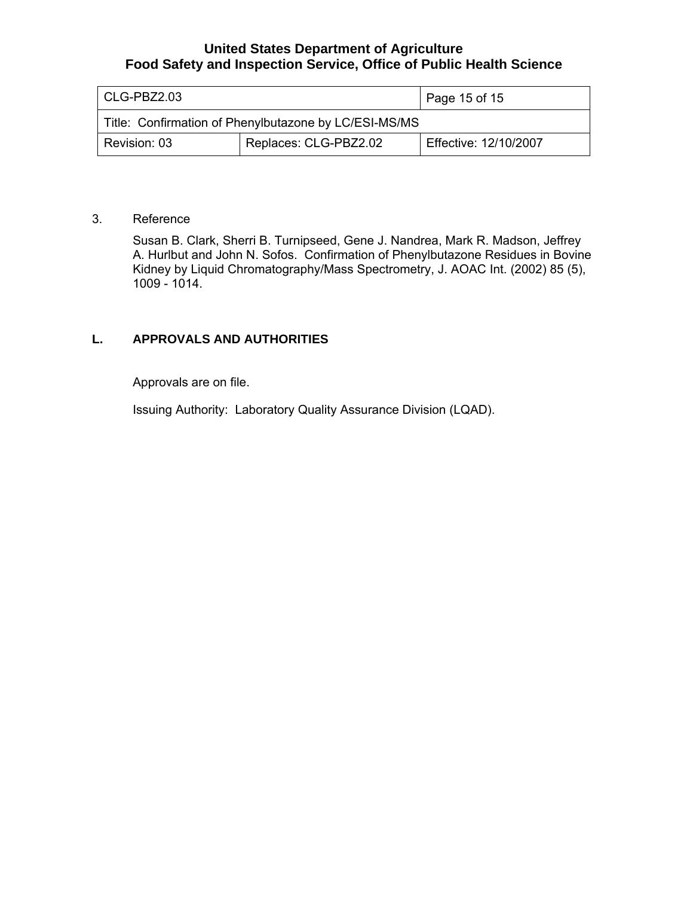3. Reference

Susan B. Clark, Sherri B. Turnipseed, Gene J. Nandrea, Mark R. Madson, Jeffrey A. Hurlbut and John N. Sofos. Confirmation of Phenylbutazone Residues in Bovine Kidney by Liquid Chromatography/Mass Spectrometry, J. AOAC Int. (2002) 85 (5), 1009 - 1014.

## L. APPROVALS AND AUTHORITIES

Approvals are on file.

Issuing Authority: Laboratory Quality Assurance Division (LQAD).